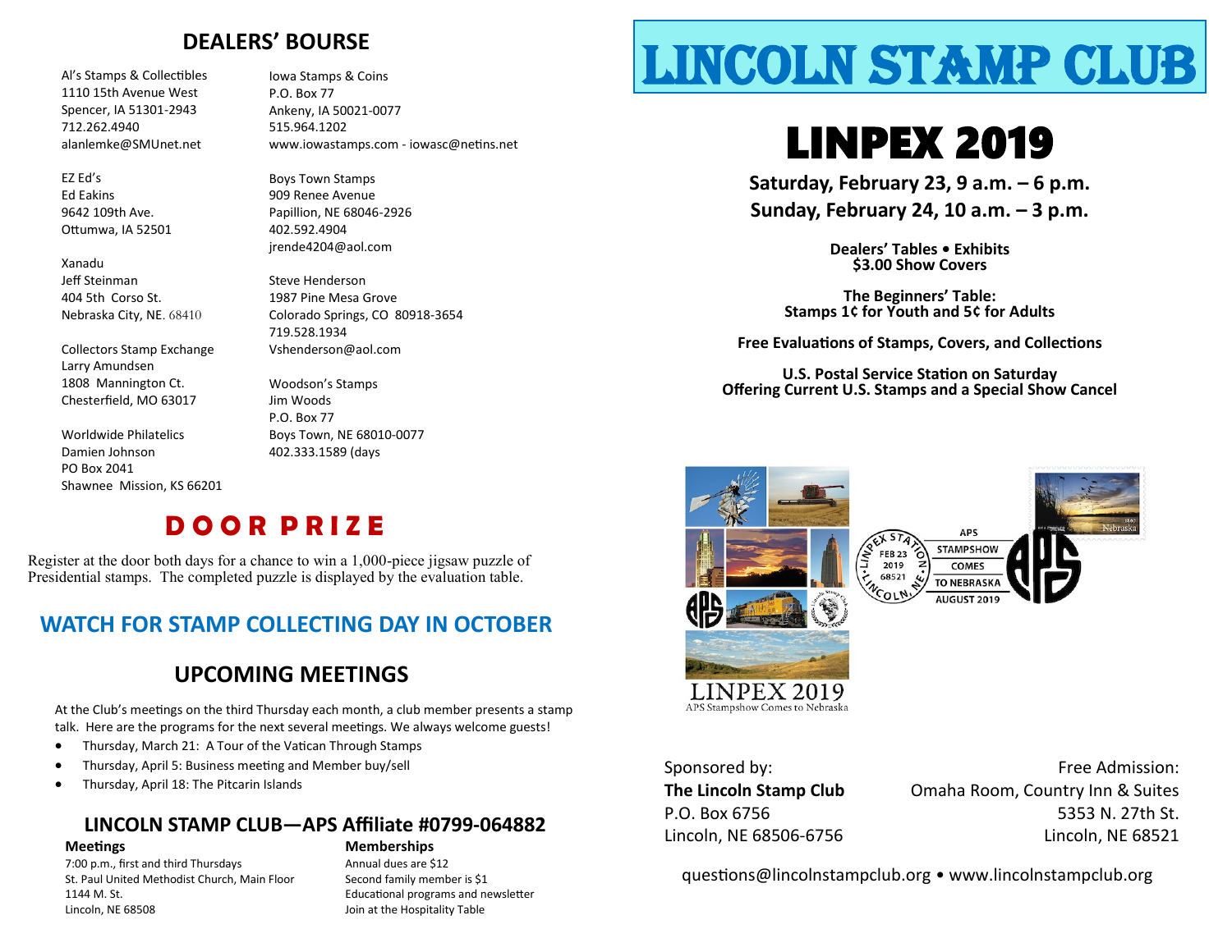## DEALERS' BOURSE

Al's Stamps & Collectibles
1110 15th Avenue West
Spencer, IA 51301-2943
712.262.4940
alanlemke@SMUnet.net

EZ Ed's
Ed Eakins
9642 109th Ave.
Ottumwa, IA 52501

Xanadu
Jeff Steinman
404 5th Corso St.
Nebraska City, NE. 68410

Collectors Stamp Exchange
Larry Amundsen
1808 Mannington Ct.
Chesterfield, MO 63017

Worldwide Philatelics
Damien Johnson
PO Box 2041
Shawnee Mission, KS 66201

Iowa Stamps & Coins
P.O. Box 77
Ankeny, IA 50021-0077
515.964.1202
www.iowastamps.com - iowasc@netins.net

Boys Town Stamps
909 Renee Avenue
Papillion, NE 68046-2926
402.592.4904
jrende4204@aol.com

Steve Henderson
1987 Pine Mesa Grove
Colorado Springs, CO 80918-3654
719.528.1934
Vshenderson@aol.com

Woodson's Stamps
Jim Woods
P.O. Box 77
Boys Town, NE 68010-0077
402.333.1589 (days

## DOOR PRIZE

Register at the door both days for a chance to win a 1,000-piece jigsaw puzzle of Presidential stamps. The completed puzzle is displayed by the evaluation table.

## WATCH FOR STAMP COLLECTING DAY IN OCTOBER

## UPCOMING MEETINGS

At the Club's meetings on the third Thursday each month, a club member presents a stamp talk. Here are the programs for the next several meetings. We always welcome guests!

- Thursday, March 21: A Tour of the Vatican Through Stamps
- Thursday, April 5: Business meeting and Member buy/sell
- Thursday, April 18: The Pitcairn Islands

## LINCOLN STAMP CLUB—APS Affiliate #0799-064882

**Meetings**
7:00 p.m., first and third Thursdays
St. Paul United Methodist Church, Main Floor
1144 M. St.
Lincoln, NE 68508

**Memberships**
Annual dues are $12
Second family member is $1
Educational programs and newsletter
Join at the Hospitality Table

# LINCOLN STAMP CLUB

# LINPEX 2019

**Saturday, February 23, 9 a.m. – 6 p.m.**
**Sunday, February 24, 10 a.m. – 3 p.m.**

**Dealers' Tables • Exhibits**
**$3.00 Show Covers**

**The Beginners' Table:**
**Stamps 1¢ for Youth and 5¢ for Adults**

**Free Evaluations of Stamps, Covers, and Collections**

**U.S. Postal Service Station on Saturday**
**Offering Current U.S. Stamps and a Special Show Cancel**

LINPEX STATION FEB 23 2019 68521 LINCOLN, NE

APS STAMPSHOW COMES TO NEBRASKA AUGUST 2019

LINPEX 2019
APS Stampshow Comes to Nebraska

Sponsored by:
**The Lincoln Stamp Club**
P.O. Box 6756
Lincoln, NE 68506-6756

Free Admission:
Omaha Room, Country Inn & Suites
5353 N. 27th St.
Lincoln, NE 68521

questions@lincolnstampclub.org • www.lincolnstampclub.org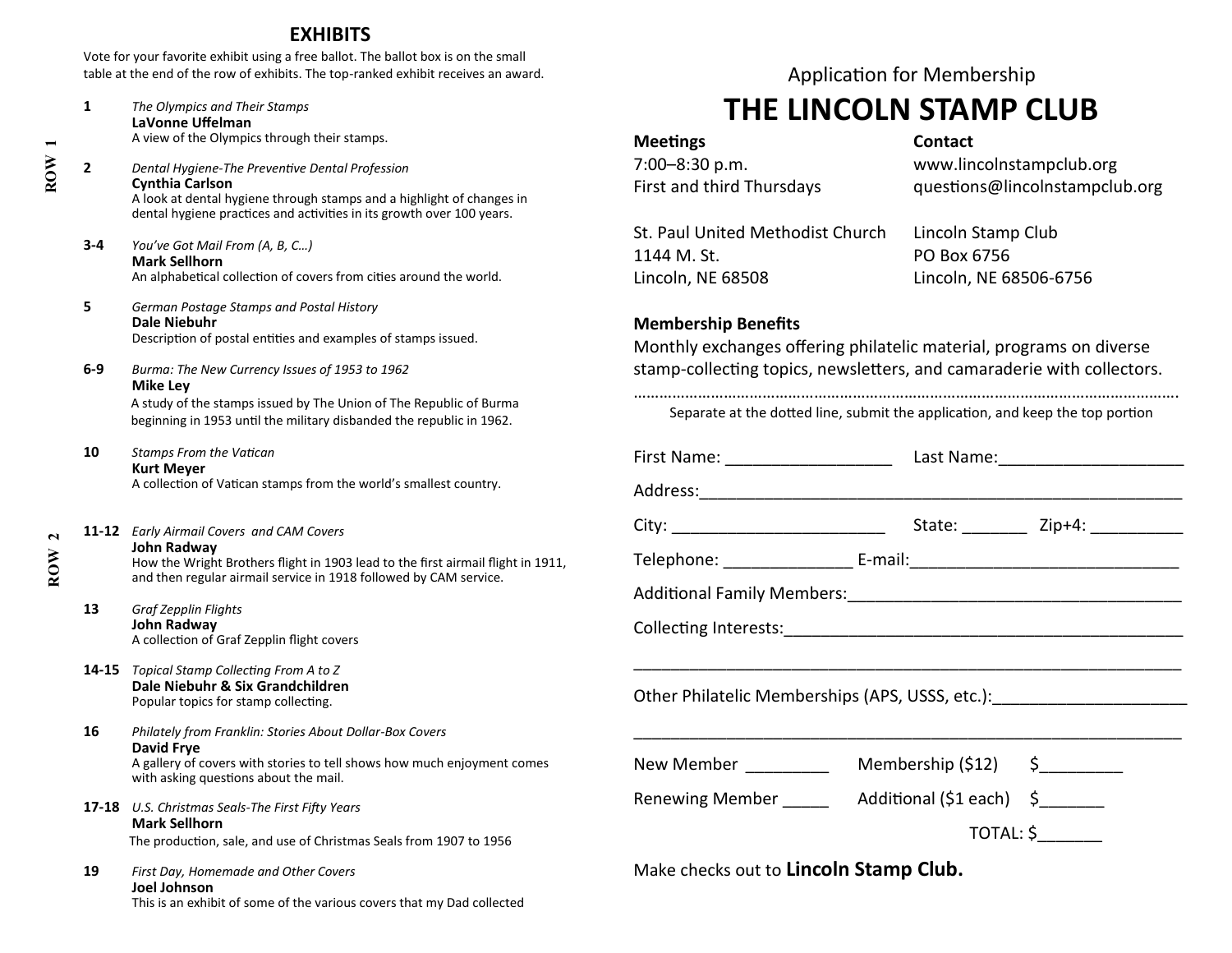## EXHIBITS

Vote for your favorite exhibit using a free ballot. The ballot box is on the small table at the end of the row of exhibits. The top-ranked exhibit receives an award.

**ROW 1**

**1** *The Olympics and Their Stamps*
**LaVonne Uffelman**
A view of the Olympics through their stamps.

**2** *Dental Hygiene-The Preventive Dental Profession*
**Cynthia Carlson**
A look at dental hygiene through stamps and a highlight of changes in dental hygiene practices and activities in its growth over 100 years.

**3-4** *You've Got Mail From (A, B, C…)*
**Mark Sellhorn**
An alphabetical collection of covers from cities around the world.

**5** *German Postage Stamps and Postal History*
**Dale Niebuhr**
Description of postal entities and examples of stamps issued.

**6-9** *Burma: The New Currency Issues of 1953 to 1962*
**Mike Ley**
A study of the stamps issued by The Union of The Republic of Burma beginning in 1953 until the military disbanded the republic in 1962.

**10** *Stamps From the Vatican*
**Kurt Meyer**
A collection of Vatican stamps from the world's smallest country.

**ROW 2**

**11-12** *Early Airmail Covers and CAM Covers*
**John Radway**
How the Wright Brothers flight in 1903 lead to the first airmail flight in 1911, and then regular airmail service in 1918 followed by CAM service.

**13** *Graf Zepplin Flights*
**John Radway**
A collection of Graf Zepplin flight covers

**14-15** *Topical Stamp Collecting From A to Z*
**Dale Niebuhr & Six Grandchildren**
Popular topics for stamp collecting.

**16** *Philately from Franklin: Stories About Dollar-Box Covers*
**David Frye**
A gallery of covers with stories to tell shows how much enjoyment comes with asking questions about the mail.

**17-18** *U.S. Christmas Seals-The First Fifty Years*
**Mark Sellhorn**
The production, sale, and use of Christmas Seals from 1907 to 1956

**19** *First Day, Homemade and Other Covers*
**Joel Johnson**
This is an exhibit of some of the various covers that my Dad collected

Application for Membership

# THE LINCOLN STAMP CLUB

**Meetings**
7:00–8:30 p.m.
First and third Thursdays

St. Paul United Methodist Church
1144 M. St.
Lincoln, NE 68508

**Contact**
www.lincolnstampclub.org
questions@lincolnstampclub.org

Lincoln Stamp Club
PO Box 6756
Lincoln, NE 68506-6756

**Membership Benefits**
Monthly exchanges offering philatelic material, programs on diverse stamp-collecting topics, newsletters, and camaraderie with collectors.

…………………………………………………………………………………………………………

Separate at the dotted line, submit the application, and keep the top portion

First Name: __________________ Last Name:____________________

Address:_______________________________________________________

City: _______________________ State: _______ Zip+4: __________

Telephone: _____________ E-mail:_____________________________

Additional Family Members:_____________________________________

Collecting Interests:___________________________________________

_______________________________________________________________

Other Philatelic Memberships (APS, USSS, etc.):_____________________

_______________________________________________________________

New Member _________ Membership ($12) $_________

Renewing Member _____ Additional ($1 each) $_______

TOTAL: $_______

Make checks out to **Lincoln Stamp Club.**